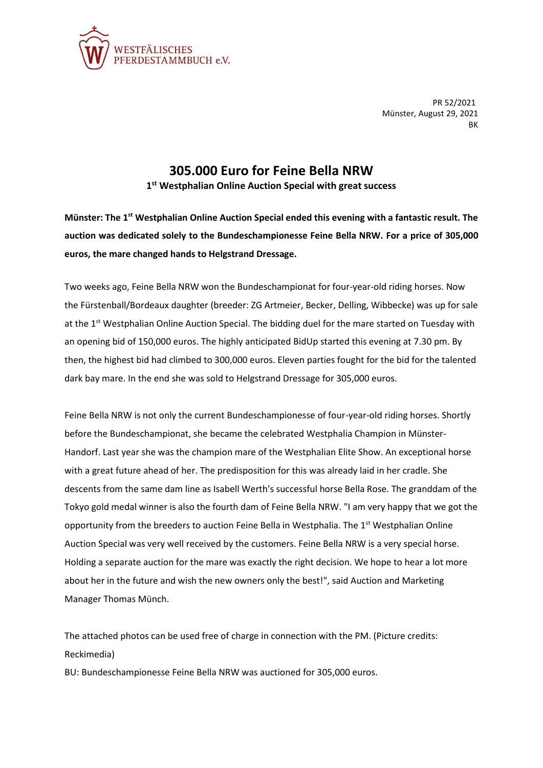WESTFÄLISCHES
PFERDESTAMMBUCH e.V.

PR 52/2021
Münster, August 29, 2021
BK

# 305.000 Euro for Feine Bella NRW

**1st Westphalian Online Auction Special with great success**

**Münster: The 1st Westphalian Online Auction Special ended this evening with a fantastic result. The auction was dedicated solely to the Bundeschampionesse Feine Bella NRW. For a price of 305,000 euros, the mare changed hands to Helgstrand Dressage.**

Two weeks ago, Feine Bella NRW won the Bundeschampionat for four-year-old riding horses. Now the Fürstenball/Bordeaux daughter (breeder: ZG Artmeier, Becker, Delling, Wibbecke) was up for sale at the 1st Westphalian Online Auction Special. The bidding duel for the mare started on Tuesday with an opening bid of 150,000 euros. The highly anticipated BidUp started this evening at 7.30 pm. By then, the highest bid had climbed to 300,000 euros. Eleven parties fought for the bid for the talented dark bay mare. In the end she was sold to Helgstrand Dressage for 305,000 euros.

Feine Bella NRW is not only the current Bundeschampionesse of four-year-old riding horses. Shortly before the Bundeschampionat, she became the celebrated Westphalia Champion in Münster-Handorf. Last year she was the champion mare of the Westphalian Elite Show. An exceptional horse with a great future ahead of her. The predisposition for this was already laid in her cradle. She descents from the same dam line as Isabell Werth's successful horse Bella Rose. The granddam of the Tokyo gold medal winner is also the fourth dam of Feine Bella NRW. "I am very happy that we got the opportunity from the breeders to auction Feine Bella in Westphalia. The 1st Westphalian Online Auction Special was very well received by the customers. Feine Bella NRW is a very special horse. Holding a separate auction for the mare was exactly the right decision. We hope to hear a lot more about her in the future and wish the new owners only the best!", said Auction and Marketing Manager Thomas Münch.

The attached photos can be used free of charge in connection with the PM. (Picture credits: Reckimedia)

BU: Bundeschampionesse Feine Bella NRW was auctioned for 305,000 euros.